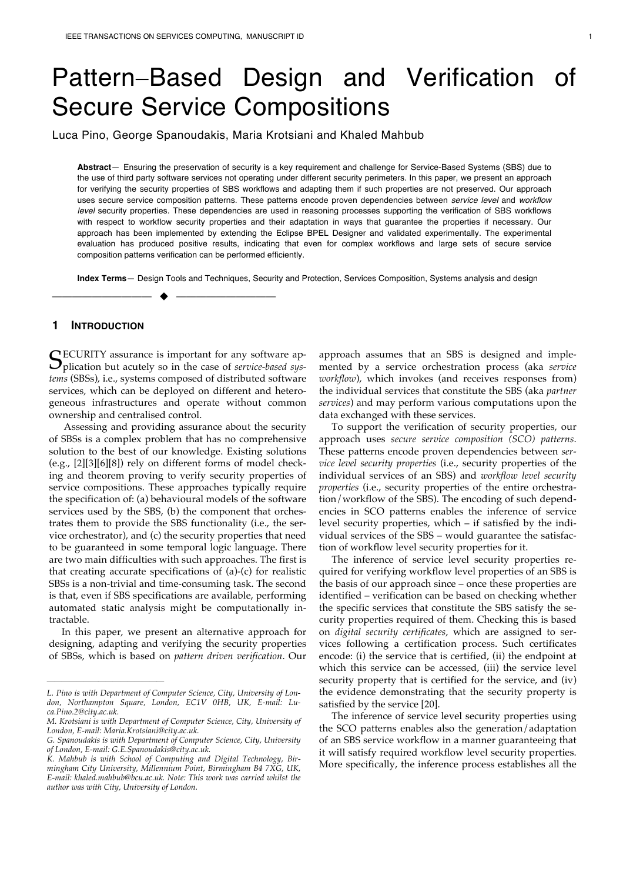# Pattern–Based Design and Verification of Secure Service Compositions

Luca Pino, George Spanoudakis, Maria Krotsiani and Khaled Mahbub

**Abstract**— Ensuring the preservation of security is a key requirement and challenge for Service-Based Systems (SBS) due to the use of third party software services not operating under different security perimeters. In this paper, we present an approach for verifying the security properties of SBS workflows and adapting them if such properties are not preserved. Our approach uses secure service composition patterns. These patterns encode proven dependencies between *service level* and *workflow level* security properties. These dependencies are used in reasoning processes supporting the verification of SBS workflows with respect to workflow security properties and their adaptation in ways that guarantee the properties if necessary. Our approach has been implemented by extending the Eclipse BPEL Designer and validated experimentally. The experimental evaluation has produced positive results, indicating that even for complex workflows and large sets of secure service composition patterns verification can be performed efficiently.

**Index Terms**— Design Tools and Techniques, Security and Protection, Services Composition, Systems analysis and design

## 1 Introduction

SECURITY assurance is important for any software application but acutely so in the case of *service-based systems* (SBSs), i.e., systems composed of distributed software services, which can be deployed on different and heterogeneous infrastructures and operate without common ownership and centralised control.

Assessing and providing assurance about the security of SBSs is a complex problem that has no comprehensive solution to the best of our knowledge. Existing solutions (e.g., [2][3][6][8]) rely on different forms of model checking and theorem proving to verify security properties of service compositions. These approaches typically require the specification of: (a) behavioural models of the software services used by the SBS, (b) the component that orchestrates them to provide the SBS functionality (i.e., the service orchestrator), and (c) the security properties that need to be guaranteed in some temporal logic language. There are two main difficulties with such approaches. The first is that creating accurate specifications of (a)-(c) for realistic SBSs is a non-trivial and time-consuming task. The second is that, even if SBS specifications are available, performing automated static analysis might be computationally intractable.

In this paper, we present an alternative approach for designing, adapting and verifying the security properties of SBSs, which is based on *pattern driven verification*. Our approach assumes that an SBS is designed and implemented by a service orchestration process (aka *service workflow*), which invokes (and receives responses from) the individual services that constitute the SBS (aka *partner services*) and may perform various computations upon the data exchanged with these services.

To support the verification of security properties, our approach uses *secure service composition (SCO) patterns*. These patterns encode proven dependencies between *service level security properties* (i.e., security properties of the individual services of an SBS) and *workflow level security properties* (i.e., security properties of the entire orchestration/workflow of the SBS). The encoding of such dependencies in SCO patterns enables the inference of service level security properties, which – if satisfied by the individual services of the SBS – would guarantee the satisfaction of workflow level security properties for it.

The inference of service level security properties required for verifying workflow level properties of an SBS is the basis of our approach since – once these properties are identified – verification can be based on checking whether the specific services that constitute the SBS satisfy the security properties required of them. Checking this is based on *digital security certificates*, which are assigned to services following a certification process. Such certificates encode: (i) the service that is certified, (ii) the endpoint at which this service can be accessed, (iii) the service level security property that is certified for the service, and (iv) the evidence demonstrating that the security property is satisfied by the service [20].

The inference of service level security properties using the SCO patterns enables also the generation/adaptation of an SBS service workflow in a manner guaranteeing that it will satisfy required workflow level security properties. More specifically, the inference process establishes all the

---

*L. Pino is with Department of Computer Science, City, University of London, Northampton Square, London, EC1V 0HB, UK, E-mail: Luca.Pino.2@city.ac.uk.*

*M. Krotsiani is with Department of Computer Science, City, University of London, E-mail: Maria.Krotsiani@city.ac.uk.*

*G. Spanoudakis is with Department of Computer Science, City, University of London, E-mail: G.E.Spanoudakis@city.ac.uk.*

*K. Mahbub is with School of Computing and Digital Technology, Birmingham City University, Millennium Point, Birmingham B4 7XG, UK, E-mail: khaled.mahbub@bcu.ac.uk. Note: This work was carried whilst the author was with City, University of London.*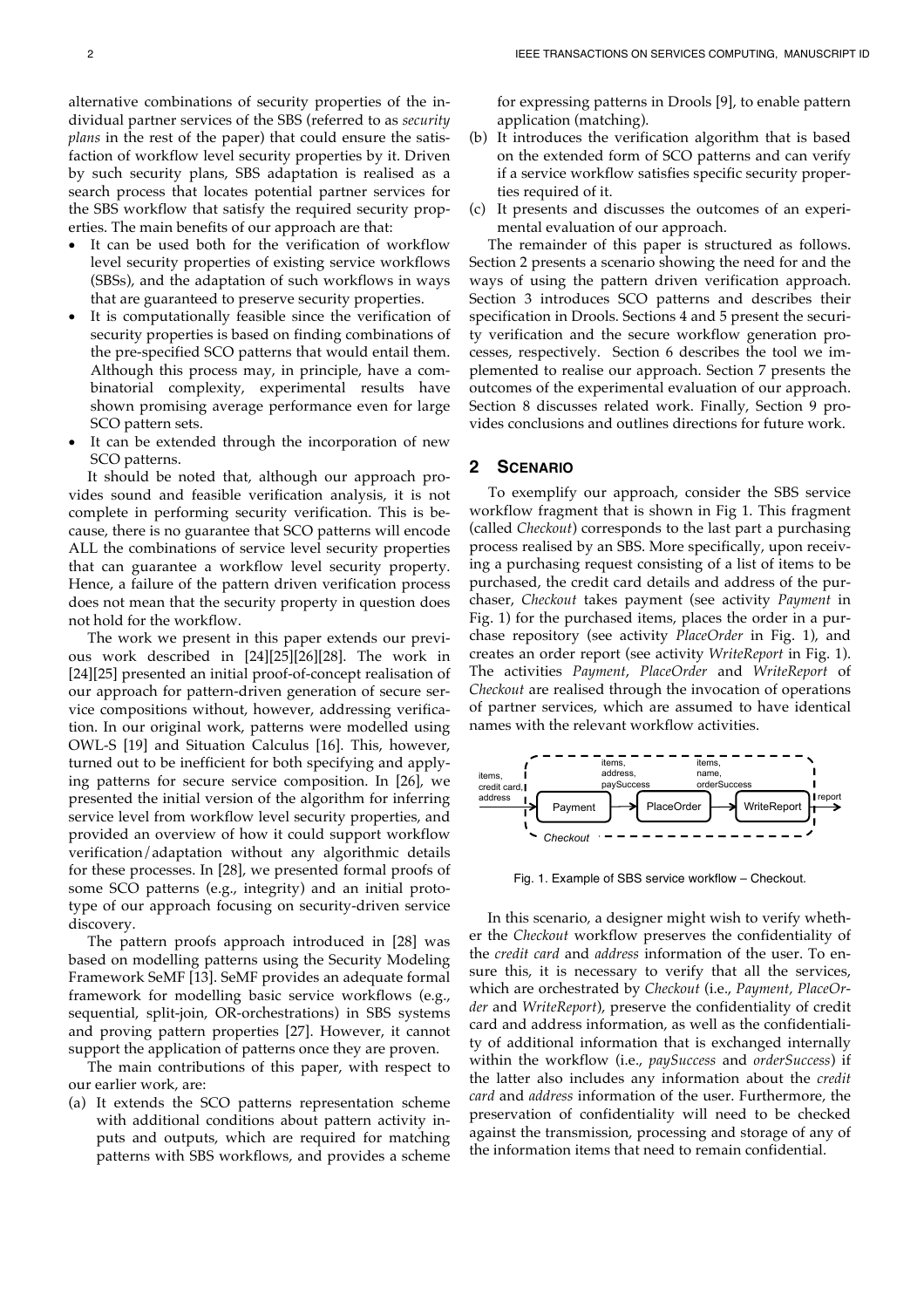alternative combinations of security properties of the individual partner services of the SBS (referred to as *security plans* in the rest of the paper) that could ensure the satisfaction of workflow level security properties by it. Driven by such security plans, SBS adaptation is realised as a search process that locates potential partner services for the SBS workflow that satisfy the required security properties. The main benefits of our approach are that:

- It can be used both for the verification of workflow level security properties of existing service workflows (SBSs), and the adaptation of such workflows in ways that are guaranteed to preserve security properties.
- It is computationally feasible since the verification of security properties is based on finding combinations of the pre-specified SCO patterns that would entail them. Although this process may, in principle, have a combinatorial complexity, experimental results have shown promising average performance even for large SCO pattern sets.
- It can be extended through the incorporation of new SCO patterns.

It should be noted that, although our approach provides sound and feasible verification analysis, it is not complete in performing security verification. This is because, there is no guarantee that SCO patterns will encode ALL the combinations of service level security properties that can guarantee a workflow level security property. Hence, a failure of the pattern driven verification process does not mean that the security property in question does not hold for the workflow.

The work we present in this paper extends our previous work described in [24][25][26][28]. The work in [24][25] presented an initial proof-of-concept realisation of our approach for pattern-driven generation of secure service compositions without, however, addressing verification. In our original work, patterns were modelled using OWL-S [19] and Situation Calculus [16]. This, however, turned out to be inefficient for both specifying and applying patterns for secure service composition. In [26], we presented the initial version of the algorithm for inferring service level from workflow level security properties, and provided an overview of how it could support workflow verification/adaptation without any algorithmic details for these processes. In [28], we presented formal proofs of some SCO patterns (e.g., integrity) and an initial prototype of our approach focusing on security-driven service discovery.

The pattern proofs approach introduced in [28] was based on modelling patterns using the Security Modeling Framework SeMF [13]. SeMF provides an adequate formal framework for modelling basic service workflows (e.g., sequential, split-join, OR-orchestrations) in SBS systems and proving pattern properties [27]. However, it cannot support the application of patterns once they are proven.

The main contributions of this paper, with respect to our earlier work, are:

(a) It extends the SCO patterns representation scheme with additional conditions about pattern activity inputs and outputs, which are required for matching patterns with SBS workflows, and provides a scheme for expressing patterns in Drools [9], to enable pattern application (matching).
(b) It introduces the verification algorithm that is based on the extended form of SCO patterns and can verify if a service workflow satisfies specific security properties required of it.
(c) It presents and discusses the outcomes of an experimental evaluation of our approach.

The remainder of this paper is structured as follows. Section 2 presents a scenario showing the need for and the ways of using the pattern driven verification approach. Section 3 introduces SCO patterns and describes their specification in Drools. Sections 4 and 5 present the security verification and the secure workflow generation processes, respectively. Section 6 describes the tool we implemented to realise our approach. Section 7 presents the outcomes of the experimental evaluation of our approach. Section 8 discusses related work. Finally, Section 9 provides conclusions and outlines directions for future work.

## 2 Scenario

To exemplify our approach, consider the SBS service workflow fragment that is shown in Fig 1. This fragment (called *Checkout*) corresponds to the last part a purchasing process realised by an SBS. More specifically, upon receiving a purchasing request consisting of a list of items to be purchased, the credit card details and address of the purchaser, *Checkout* takes payment (see activity *Payment* in Fig. 1) for the purchased items, places the order in a purchase repository (see activity *PlaceOrder* in Fig. 1), and creates an order report (see activity *WriteReport* in Fig. 1). The activities *Payment*, *PlaceOrder* and *WriteReport* of *Checkout* are realised through the invocation of operations of partner services, which are assumed to have identical names with the relevant workflow activities.

Fig. 1. Example of SBS service workflow – Checkout.

In this scenario, a designer might wish to verify whether the *Checkout* workflow preserves the confidentiality of the *credit card* and *address* information of the user. To ensure this, it is necessary to verify that all the services, which are orchestrated by *Checkout* (i.e., *Payment, PlaceOrder* and *WriteReport*), preserve the confidentiality of credit card and address information, as well as the confidentiality of additional information that is exchanged internally within the workflow (i.e., *paySuccess* and *orderSuccess*) if the latter also includes any information about the *credit card* and *address* information of the user. Furthermore, the preservation of confidentiality will need to be checked against the transmission, processing and storage of any of the information items that need to remain confidential.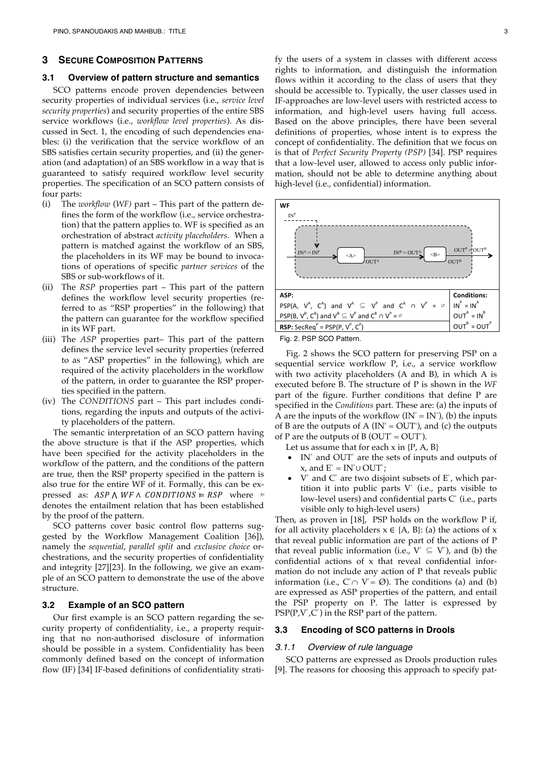## 3 Secure Composition Patterns

### 3.1 Overview of pattern structure and semantics

SCO patterns encode proven dependencies between security properties of individual services (i.e., *service level security properties*) and security properties of the entire SBS service workflows (i.e., *workflow level properties*). As discussed in Sect. 1, the encoding of such dependencies enables: (i) the verification that the service workflow of an SBS satisfies certain security properties, and (ii) the generation (and adaptation) of an SBS workflow in a way that is guaranteed to satisfy required workflow level security properties. The specification of an SCO pattern consists of four parts:

(i) The *workflow* (*WF)* part – This part of the pattern defines the form of the workflow (i.e., service orchestration) that the pattern applies to. WF is specified as an orchestration of abstract *activity placeholders*. When a pattern is matched against the workflow of an SBS, the placeholders in its WF may be bound to invocations of operations of specific *partner services* of the SBS or sub-workflows of it.

(ii) The *RSP* properties part – This part of the pattern defines the workflow level security properties (referred to as "RSP properties" in the following) that the pattern can guarantee for the workflow specified in its WF part.

(iii) The *ASP* properties part– This part of the pattern defines the service level security properties (referred to as "ASP properties" in the following), which are required of the activity placeholders in the workflow of the pattern, in order to guarantee the RSP properties specified in the pattern.

(iv) The *CONDITIONS* part – This part includes conditions, regarding the inputs and outputs of the activity placeholders of the pattern.

The semantic interpretation of an SCO pattern having the above structure is that if the ASP properties, which have been specified for the activity placeholders in the workflow of the pattern, and the conditions of the pattern are true, then the RSP property specified in the pattern is also true for the entire WF of it. Formally, this can be expressed as: $ASP \wedge WF \wedge CONDITIONS \vDash RSP$ where $\vDash$ denotes the entailment relation that has been established by the proof of the pattern.

SCO patterns cover basic control flow patterns suggested by the Workflow Management Coalition [36]), namely the *sequential*, *parallel split* and *exclusive choice* orchestrations, and the security properties of confidentiality and integrity [27][23]. In the following, we give an example of an SCO pattern to demonstrate the use of the above structure.

### 3.2 Example of an SCO pattern

Our first example is an SCO pattern regarding the security property of confidentiality, i.e., a property requiring that no non-authorised disclosure of information should be possible in a system. Confidentiality has been commonly defined based on the concept of information flow (IF) [34] IF-based definitions of confidentiality stratify the users of a system in classes with different access rights to information, and distinguish the information flows within it according to the class of users that they should be accessible to. Typically, the user classes used in IF-approaches are low-level users with restricted access to information, and high-level users having full access. Based on the above principles, there have been several definitions of properties, whose intent is to express the concept of confidentiality. The definition that we focus on is that of *Perfect Security Property (PSP)* [34]. PSP requires that a low-level user, allowed to access only public information, should not be able to determine anything about high-level (i.e., confidential) information.

**WF**

$IN^P$ ; $IN^A = IN^P$ → <A> ($OUT^A$) → $IN^B = OUT^A$ → <B> ($OUT^B$) → $OUT^P = OUT^B$

| ASP: | Conditions: |
|---|---|
| $PSP(A, V^A, C^A)$ and $V^A \subseteq V^P$ and $C^A \cap V^P = \varnothing$ | $IN^P = IN^A$ |
| $PSP(B, V^B, C^B)$ and $V^B \subseteq V^P$ and $C^B \cap V^P = \varnothing$ | $OUT^A = IN^B$ |
| **RSP:** $SecReq^P = PSP(P, V^P, C^P)$ | $OUT^B = OUT^P$ |

Fig. 2. PSP SCO Pattern.

Fig. 2 shows the SCO pattern for preserving PSP on a sequential service workflow P, i.e., a service workflow with two activity placeholders (A and B), in which A is executed before B. The structure of P is shown in the *WF* part of the figure. Further conditions that define P are specified in the *Conditions* part. These are: (a) the inputs of A are the inputs of the workflow ($IN^P = IN^A$), (b) the inputs of B are the outputs of A ($IN^B = OUT^A$), and (c) the outputs of P are the outputs of B ($OUT^P = OUT^B$).

Let us assume that for each x in {P, A, B}

- $IN^x$ and $OUT^x$ are the sets of inputs and outputs of x, and $E^x = IN^x \cup OUT^x$;
- $V^x$ and $C^x$ are two disjoint subsets of $E^x$, which partition it into public parts $V^x$ (i.e., parts visible to low-level users) and confidential parts $C^x$ (i.e., parts visible only to high-level users)

Then, as proven in [18], PSP holds on the workflow P if, for all activity placeholders $x \in \{A, B\}$: (a) the actions of x that reveal public information are part of the actions of P that reveal public information (i.e., $V^x \subseteq V^P$), and (b) the confidential actions of x that reveal confidential information do not include any action of P that reveals public information (i.e., $C^x \cap V^P = \varnothing$). The conditions (a) and (b) are expressed as ASP properties of the pattern, and entail the PSP property on P. The latter is expressed by $PSP(P,V^P,C^P)$ in the RSP part of the pattern.

### 3.3 Encoding of SCO patterns in Drools

#### 3.1.1 Overview of rule language

SCO patterns are expressed as Drools production rules [9]. The reasons for choosing this approach to specify pat-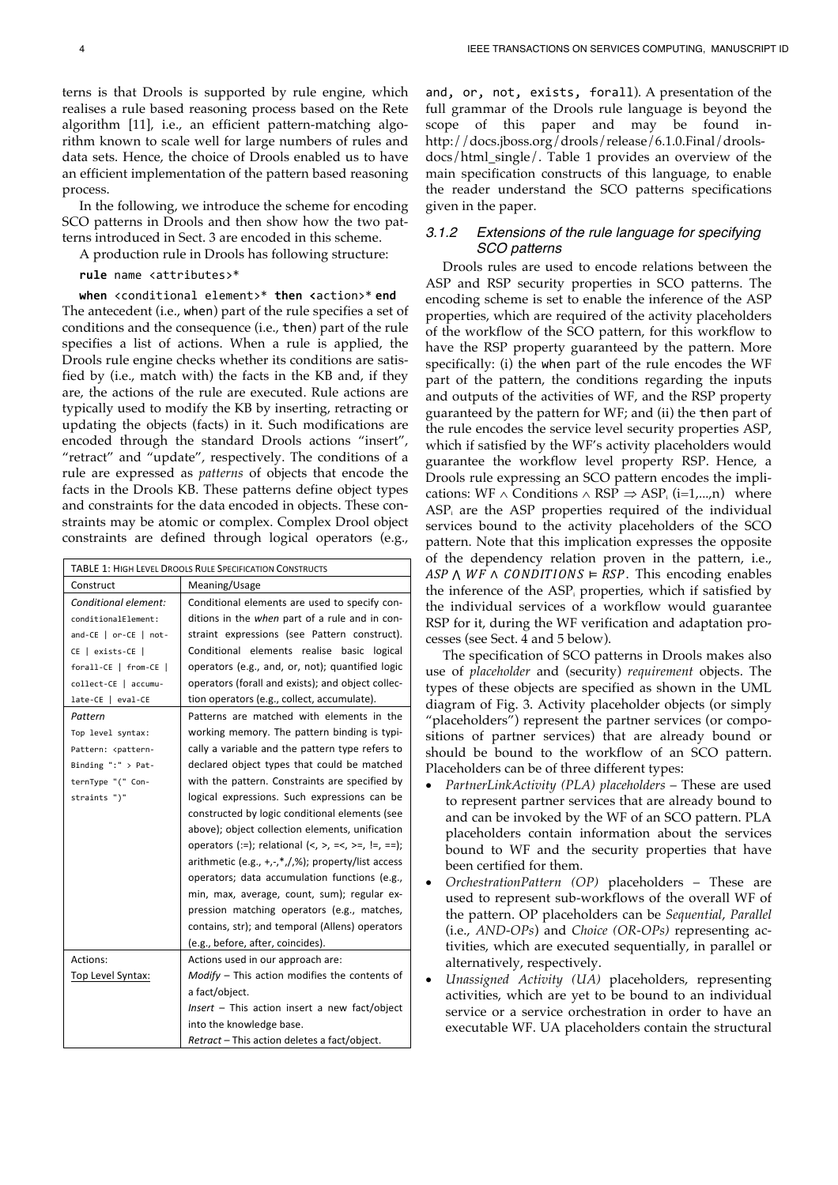terns is that Drools is supported by rule engine, which realises a rule based reasoning process based on the Rete algorithm [11], i.e., an efficient pattern-matching algorithm known to scale well for large numbers of rules and data sets. Hence, the choice of Drools enabled us to have an efficient implementation of the pattern based reasoning process.

In the following, we introduce the scheme for encoding SCO patterns in Drools and then show how the two patterns introduced in Sect. 3 are encoded in this scheme.

A production rule in Drools has following structure:

```
rule name <attributes>*
when <conditional element>* then <action>* end
```

The antecedent (i.e., when) part of the rule specifies a set of conditions and the consequence (i.e., then) part of the rule specifies a list of actions. When a rule is applied, the Drools rule engine checks whether its conditions are satisfied by (i.e., match with) the facts in the KB and, if they are, the actions of the rule are executed. Rule actions are typically used to modify the KB by inserting, retracting or updating the objects (facts) in it. Such modifications are encoded through the standard Drools actions "insert", "retract" and "update", respectively. The conditions of a rule are expressed as *patterns* of objects that encode the facts in the Drools KB. These patterns define object types and constraints for the data encoded in objects. These constraints may be atomic or complex. Complex Drool object constraints are defined through logical operators (e.g., and, or, not, exists, forall). A presentation of the full grammar of the Drools rule language is beyond the scope of this paper and may be found in- http://docs.jboss.org/drools/release/6.1.0.Final/drools-docs/html_single/. Table 1 provides an overview of the main specification constructs of this language, to enable the reader understand the SCO patterns specifications given in the paper.

TABLE 1: HIGH LEVEL DROOLS RULE SPECIFICATION CONSTRUCTS

| Construct | Meaning/Usage |
|---|---|
| *Conditional element:* conditionalElement: and-CE \| or-CE \| not-CE \| exists-CE \| forall-CE \| from-CE \| collect-CE \| accumulate-CE \| eval-CE | Conditional elements are used to specify conditions in the *when* part of a rule and in constraint expressions (see Pattern construct). Conditional elements realise basic logical operators (e.g., and, or, not); quantified logic operators (forall and exists); and object collection operators (e.g., collect, accumulate). |
| *Pattern* Top level syntax: Pattern: <pattern-Binding ":" > PatternType "(" Constraints ")" | Patterns are matched with elements in the working memory. The pattern binding is typically a variable and the pattern type refers to declared object types that could be matched with the pattern. Constraints are specified by logical expressions. Such expressions can be constructed by logic conditional elements (see above); object collection elements, unification operators (:=); relational (<, >, =<, >=, !=, ==); arithmetic (e.g., +,-,*,/,%); property/list access operators; data accumulation functions (e.g., min, max, average, count, sum); regular expression matching operators (e.g., matches, contains, str); and temporal (Allens) operators (e.g., before, after, coincides). |
| Actions: Top Level Syntax: | Actions used in our approach are: *Modify* – This action modifies the contents of a fact/object. *Insert* – This action insert a new fact/object into the knowledge base. *Retract* – This action deletes a fact/object. |

### *3.1.2 Extensions of the rule language for specifying SCO patterns*

Drools rules are used to encode relations between the ASP and RSP security properties in SCO patterns. The encoding scheme is set to enable the inference of the ASP properties, which are required of the activity placeholders of the workflow of the SCO pattern, for this workflow to have the RSP property guaranteed by the pattern. More specifically: (i) the when part of the rule encodes the WF part of the pattern, the conditions regarding the inputs and outputs of the activities of WF, and the RSP property guaranteed by the pattern for WF; and (ii) the then part of the rule encodes the service level security properties ASP, which if satisfied by the WF's activity placeholders would guarantee the workflow level property RSP. Hence, a Drools rule expressing an SCO pattern encodes the implications: $\text{WF} \wedge \text{Conditions} \wedge \text{RSP} \Rightarrow \text{ASP}_i$ ($i=1,\ldots,n$) where $\text{ASP}_i$ are the ASP properties required of the individual services bound to the activity placeholders of the SCO pattern. Note that this implication expresses the opposite of the dependency relation proven in the pattern, i.e., $ASP \wedge WF \wedge CONDITIONS \vDash RSP$. This encoding enables the inference of the $\text{ASP}_i$ properties, which if satisfied by the individual services of a workflow would guarantee RSP for it, during the WF verification and adaptation processes (see Sect. 4 and 5 below).

The specification of SCO patterns in Drools makes also use of *placeholder* and (security) *requirement* objects. The types of these objects are specified as shown in the UML diagram of Fig. 3. Activity placeholder objects (or simply "placeholders") represent the partner services (or compositions of partner services) that are already bound or should be bound to the workflow of an SCO pattern. Placeholders can be of three different types:

- *PartnerLinkActivity (PLA) placeholders* – These are used to represent partner services that are already bound to and can be invoked by the WF of an SCO pattern. PLA placeholders contain information about the services bound to WF and the security properties that have been certified for them.
- *OrchestrationPattern (OP)* placeholders – These are used to represent sub-workflows of the overall WF of the pattern. OP placeholders can be *Sequential*, *Parallel* (i.e., *AND-OPs*) and *Choice (OR-OPs)* representing activities, which are executed sequentially, in parallel or alternatively, respectively.
- *Unassigned Activity (UA)* placeholders, representing activities, which are yet to be bound to an individual service or a service orchestration in order to have an executable WF. UA placeholders contain the structural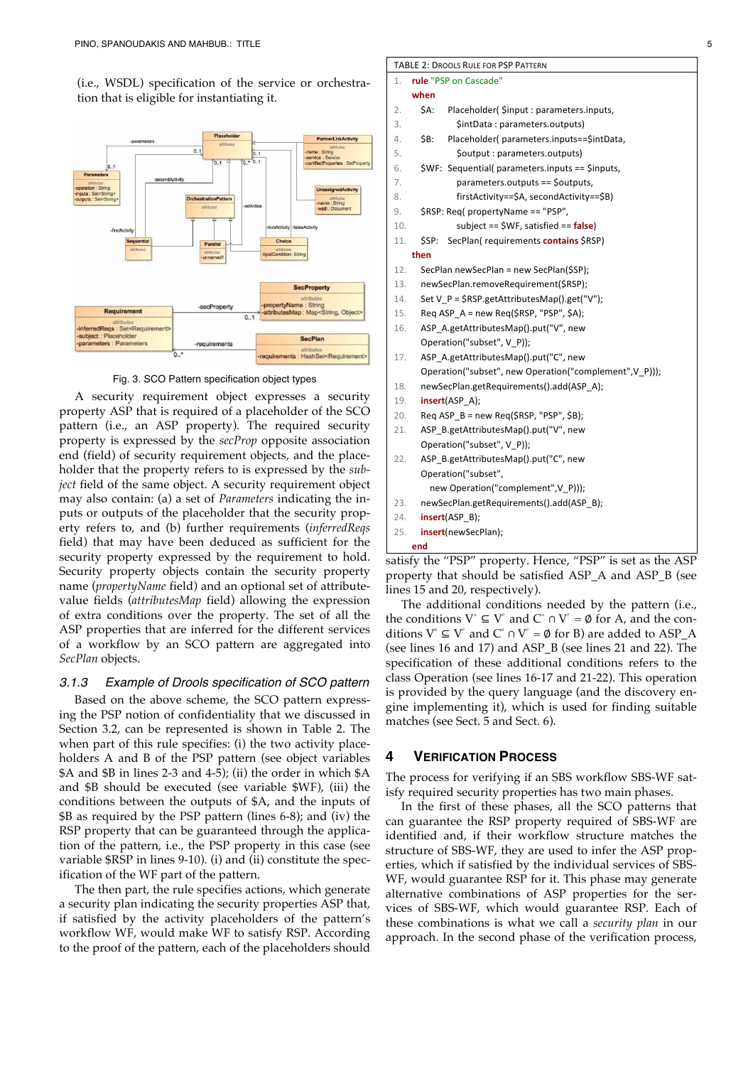(i.e., WSDL) specification of the service or orchestration that is eligible for instantiating it.

Fig. 3. SCO Pattern specification object types

A security requirement object expresses a security property ASP that is required of a placeholder of the SCO pattern (i.e., an ASP property). The required security property is expressed by the *secProp* opposite association end (field) of security requirement objects, and the placeholder that the property refers to is expressed by the *subject* field of the same object. A security requirement object may also contain: (a) a set of *Parameters* indicating the inputs or outputs of the placeholder that the security property refers to, and (b) further requirements (*inferredReqs* field) that may have been deduced as sufficient for the security property expressed by the requirement to hold. Security property objects contain the security property name (*propertyName* field) and an optional set of attribute-value fields (*attributesMap* field) allowing the expression of extra conditions over the property. The set of all the ASP properties that are inferred for the different services of a workflow by an SCO pattern are aggregated into *SecPlan* objects.

### 3.1.3 Example of Drools specification of SCO pattern

Based on the above scheme, the SCO pattern expressing the PSP notion of confidentiality that we discussed in Section 3.2, can be represented is shown in Table 2. The when part of this rule specifies: (i) the two activity placeholders A and B of the PSP pattern (see object variables $A and $B in lines 2-3 and 4-5); (ii) the order in which $A and $B should be executed (see variable $WF), (iii) the conditions between the outputs of $A, and the inputs of $B as required by the PSP pattern (lines 6-8); and (iv) the RSP property that can be guaranteed through the application of the pattern, i.e., the PSP property in this case (see variable $RSP in lines 9-10). (i) and (ii) constitute the specification of the WF part of the pattern.

The then part, the rule specifies actions, which generate a security plan indicating the security properties ASP that, if satisfied by the activity placeholders of the pattern's workflow WF, would make WF to satisfy RSP. According to the proof of the pattern, each of the placeholders should

TABLE 2: DROOLS RULE FOR PSP PATTERN

```
1.  rule "PSP on Cascade"
    when
2.    $A:   Placeholder( $input : parameters.inputs,
3.                $intData : parameters.outputs)
4.    $B:   Placeholder( parameters.inputs==$intData,
5.                $output : parameters.outputs)
6.    $WF:  Sequential( parameters.inputs == $inputs,
7.                parameters.outputs == $outputs,
8.                firstActivity==$A, secondActivity==$B)
9.    $RSP: Req( propertyName == "PSP",
10.               subject == $WF, satisfied == false)
11.   $SP:  SecPlan( requirements contains $RSP)
    then
12.   SecPlan newSecPlan = new SecPlan($SP);
13.   newSecPlan.removeRequirement($RSP);
14.   Set V_P = $RSP.getAttributesMap().get("V");
15.   Req ASP_A = new Req($RSP, "PSP", $A);
16.   ASP_A.getAttributesMap().put("V", new
      Operation("subset", V_P));
17.   ASP_A.getAttributesMap().put("C", new
      Operation("subset", new Operation("complement",V_P)));
18.   newSecPlan.getRequirements().add(ASP_A);
19.   insert(ASP_A);
20.   Req ASP_B = new Req($RSP, "PSP", $B);
21.   ASP_B.getAttributesMap().put("V", new
      Operation("subset", V_P));
22.   ASP_B.getAttributesMap().put("C", new
      Operation("subset",
        new Operation("complement",V_P)));
23.   newSecPlan.getRequirements().add(ASP_B);
24.   insert(ASP_B);
25.   insert(newSecPlan);
    end
```

satisfy the "PSP" property. Hence, "PSP" is set as the ASP property that should be satisfied ASP_A and ASP_B (see lines 15 and 20, respectively).

The additional conditions needed by the pattern (i.e., the conditions $V^A \subseteq V^P$ and $C^A \cap V^P = \emptyset$ for A, and the conditions $V^B \subseteq V^P$ and $C^B \cap V^P = \emptyset$ for B) are added to ASP_A (see lines 16 and 17) and ASP_B (see lines 21 and 22). The specification of these additional conditions refers to the class Operation (see lines 16-17 and 21-22). This operation is provided by the query language (and the discovery engine implementing it), which is used for finding suitable matches (see Sect. 5 and Sect. 6).

## 4 VERIFICATION PROCESS

The process for verifying if an SBS workflow SBS-WF satisfy required security properties has two main phases.

In the first of these phases, all the SCO patterns that can guarantee the RSP property required of SBS-WF are identified and, if their workflow structure matches the structure of SBS-WF, they are used to infer the ASP properties, which if satisfied by the individual services of SBS-WF, would guarantee RSP for it. This phase may generate alternative combinations of ASP properties for the services of SBS-WF, which would guarantee RSP. Each of these combinations is what we call a *security plan* in our approach. In the second phase of the verification process,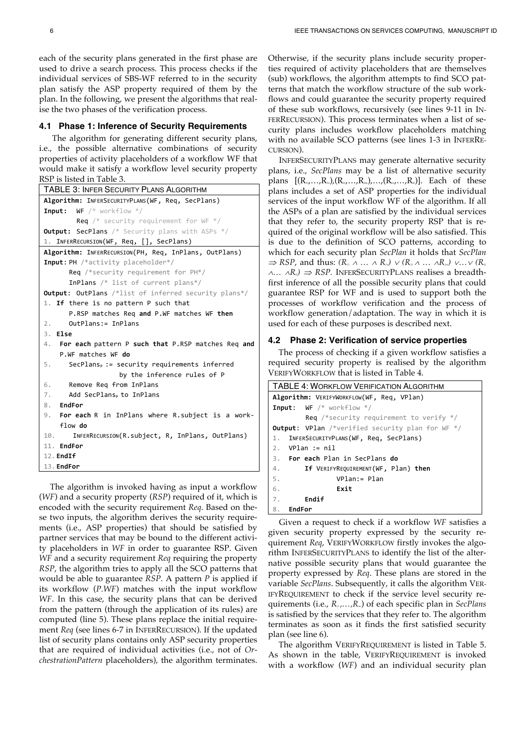each of the security plans generated in the first phase are used to drive a search process. This process checks if the individual services of SBS-WF referred to in the security plan satisfy the ASP property required of them by the plan. In the following, we present the algorithms that realise the two phases of the verification process.

### 4.1 Phase 1: Inference of Security Requirements

The algorithm for generating different security plans, i.e., the possible alternative combinations of security properties of activity placeholders of a workflow WF that would make it satisfy a workflow level security property RSP is listed in Table 3.

TABLE 3: INFER SECURITY PLANS ALGORITHM

```
Algorithm: INFERSECURITYPLANS(WF, Req, SecPlans)
Input:  WF /* workflow */
        Req /* security requirement for WF */
Output: SecPlans /* Security plans with ASPs */
1. INFERRECURSION(WF, Req, [], SecPlans)

Algorithm: INFERRECURSION(PH, Req, InPlans, OutPlans)
Input: PH /*activity placeholder*/
       Req /*security requirement for PH*/
       InPlans /* list of current plans*/
Output: OutPlans /*list of inferred security plans*/
1. If there is no pattern P such that
      P.RSP matches Req and P.WF matches WF then
2.    OutPlans:= InPlans
3. Else
4.  For each pattern P such that P.RSP matches Req and
    P.WF matches WF do
5.    SecPlansP := security requirements inferred
                   by the inference rules of P
6.    Remove Req from InPlans
7.    Add SecPlansP to InPlans
8.  EndFor
9.  For each R in InPlans where R.subject is a work-
    flow do
10.    INFERRECURSION(R.subject, R, InPlans, OutPlans)
11. EndFor
12. EndIf
13. EndFor
```

The algorithm is invoked having as input a workflow (*WF*) and a security property (*RSP*) required of it, which is encoded with the security requirement *Req*. Based on these two inputs, the algorithm derives the security requirements (i.e., ASP properties) that should be satisfied by partner services that may be bound to the different activity placeholders in *WF* in order to guarantee RSP. Given *WF* and a security requirement *Req* requiring the property *RSP*, the algorithm tries to apply all the SCO patterns that would be able to guarantee *RSP*. A pattern *P* is applied if its workflow (*P.WF*) matches with the input workflow *WF*. In this case, the security plans that can be derived from the pattern (through the application of its rules) are computed (line 5). These plans replace the initial requirement *Req* (see lines 6-7 in INFERRECURSION). If the updated list of security plans contains only ASP security properties that are required of individual activities (i.e., not of *OrchestrationPattern* placeholders), the algorithm terminates. Otherwise, if the security plans include security properties required of activity placeholders that are themselves (sub) workflows, the algorithm attempts to find SCO patterns that match the workflow structure of the sub workflows and could guarantee the security property required of these sub workflows, recursively (see lines 9-11 in INFERRECURSION). This process terminates when a list of security plans includes workflow placeholders matching with no available SCO patterns (see lines 1-3 in INFERRECURSION).

INFERSECURITYPLANS may generate alternative security plans, i.e., *SecPlans* may be a list of alternative security plans $[(R_{11},\ldots,R_{1n}),(R_{21},\ldots,R_{2m}),\ldots,(R_{k1},\ldots,R_{kl})]$. Each of these plans includes a set of ASP properties for the individual services of the input workflow WF of the algorithm. If all the ASPs of a plan are satisfied by the individual services that they refer to, the security property RSP that is required of the original workflow will be also satisfied. This is due to the definition of SCO patterns, according to which for each security plan *SecPlan* it holds that *SecPlan* $\Rightarrow RSP$, and thus: $(R_{11} \wedge \ldots \wedge R_{1n}) \vee (R_{21} \wedge \ldots \wedge R_{2m}) \vee \ldots \vee (R_{k1} \wedge \ldots \wedge R_{kl}) \Rightarrow RSP$. INFERSECURITYPLANS realises a breadth-first inference of all the possible security plans that could guarantee RSP for WF and is used to support both the processes of workflow verification and the process of workflow generation/adaptation. The way in which it is used for each of these purposes is described next.

### 4.2 Phase 2: Verification of service properties

The process of checking if a given workflow satisfies a required security property is realised by the algorithm VERIFYWORKFLOW that is listed in Table 4.

TABLE 4: WORKFLOW VERIFICATION ALGORITHM

```
Algorithm: VERIFYWORKFLOW(WF, Req, VPlan)
Input:  WF /* workflow */
        Req /*security requirement to verify */
Output: VPlan /*verified security plan for WF */
1. INFERSECURITYPLANS(WF, Req, SecPlans)
2. VPlan := nil
3. For each Plan in SecPlans do
4.     If VERIFYREQUIREMENT(WF, Plan) then
5.           VPlan:= Plan
6.           Exit
7.     Endif
8. EndFor
```

Given a request to check if a workflow *WF* satisfies a given security property expressed by the security requirement *Req*, VERIFYWORKFLOW firstly invokes the algorithm INFERSECURITYPLANS to identify the list of the alternative possible security plans that would guarantee the property expressed by *Req*. These plans are stored in the variable *SecPlans*. Subsequently, it calls the algorithm VERIFYREQUIREMENT to check if the service level security requirements (i.e., $R_{i1},\ldots,R_{in}$) of each specific plan in *SecPlans* is satisfied by the services that they refer to. The algorithm terminates as soon as it finds the first satisfied security plan (see line 6).

The algorithm VERIFYREQUIREMENT is listed in Table 5. As shown in the table, VERIFYREQUIREMENT is invoked with a workflow (*WF*) and an individual security plan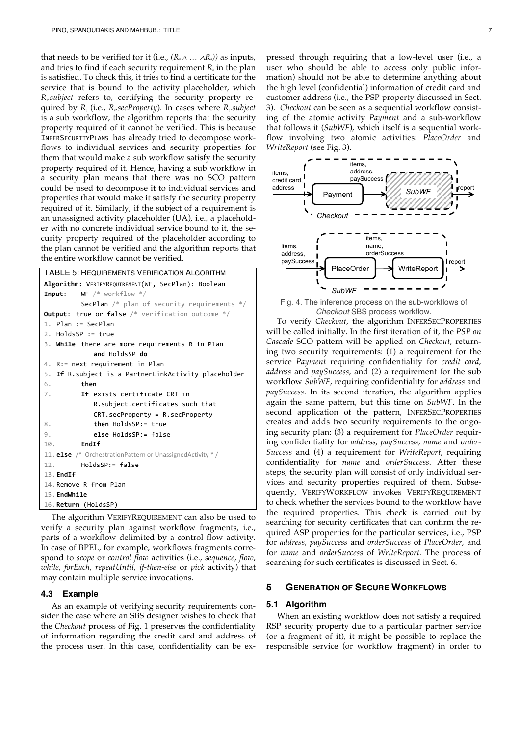that needs to be verified for it (i.e., $(R_{i} \wedge \ldots \wedge R_{n}))$ as inputs, and tries to find if each security requirement $R_i$ in the plan is satisfied. To check this, it tries to find a certificate for the service that is bound to the activity placeholder, which $R_i$*.subject* refers to, certifying the security property required by $R_i$ (i.e., $R_i$*.secProperty*). In cases where $R_i$*.subject* is a sub workflow, the algorithm reports that the security property required of it cannot be verified. This is because INFERSECURITYPLANS has already tried to decompose workflows to individual services and security properties for them that would make a sub workflow satisfy the security property required of it. Hence, having a sub workflow in a security plan means that there was no SCO pattern could be used to decompose it to individual services and properties that would make it satisfy the security property required of it. Similarly, if the subject of a requirement is an unassigned activity placeholder (UA), i.e., a placeholder with no concrete individual service bound to it, the security property required of the placeholder according to the plan cannot be verified and the algorithm reports that the entire workflow cannot be verified.

TABLE 5: REQUIREMENTS VERIFICATION ALGORITHM

```
Algorithm: VERIFYREQUIREMENT(WF, SecPlan): Boolean
Input:    WF /* workflow */
          SecPlan /* plan of security requirements */
Output: true or false /* verification outcome */
1. Plan := SecPlan
2. HoldsSP := true
3. While there are more requirements R in Plan
         and HoldsSP do
4. R:= next requirement in Plan
5. If R.subject is a PartnerLinkActivity placeholder
6.       then
7.       If exists certificate CRT in
            R.subject.certificates such that
            CRT.secProperty = R.secProperty
8.       then HoldsSP:= true
9.       else HoldsSP:= false
10.      EndIf
11. else /* OrchestrationPattern or UnassignedActivity */
12.      HoldsSP:= false
13. EndIf
14. Remove R from Plan
15. EndWhile
16. Return (HoldsSP)
```

The algorithm VERIFYREQUIREMENT can also be used to verify a security plan against workflow fragments, i.e., parts of a workflow delimited by a control flow activity. In case of BPEL, for example, workflows fragments correspond to *scope* or *control flow* activities (i.e., *sequence*, *flow*, *while*, *forEach*, *repeatUntil*, *if-then-else* or *pick* activity) that may contain multiple service invocations.

### 4.3 Example

As an example of verifying security requirements consider the case where an SBS designer wishes to check that the *Checkout* process of Fig. 1 preserves the confidentiality of information regarding the credit card and address of the process user. In this case, confidentiality can be expressed through requiring that a low-level user (i.e., a user who should be able to access only public information) should not be able to determine anything about the high level (confidential) information of credit card and customer address (i.e., the PSP property discussed in Sect. 3). *Checkout* can be seen as a sequential workflow consisting of the atomic activity *Payment* and a sub-workflow that follows it (*SubWF*), which itself is a sequential workflow involving two atomic activities: *PlaceOrder* and *WriteReport* (see Fig. 3).

Fig. 4. The inference process on the sub-workflows of *Checkout* SBS process workflow.

To verify *Checkout*, the algorithm INFERSECPROPERTIES will be called initially. In the first iteration of it, the *PSP on Cascade* SCO pattern will be applied on *Checkout*, returning two security requirements: (1) a requirement for the service *Payment* requiring confidentiality for *credit card*, *address* and *paySuccess*, and (2) a requirement for the sub workflow *SubWF*, requiring confidentiality for *address* and *paySuccess*. In its second iteration, the algorithm applies again the same pattern, but this time on *SubWF*. In the second application of the pattern, INFERSECPROPERTIES creates and adds two security requirements to the ongoing security plan: (3) a requirement for *PlaceOrder* requiring confidentiality for *address*, *paySuccess*, *name* and *orderSuccess* and (4) a requirement for *WriteReport*, requiring confidentiality for *name* and *orderSuccess*. After these steps, the security plan will consist of only individual services and security properties required of them. Subsequently, VERIFYWORKFLOW invokes VERIFYREQUIREMENT to check whether the services bound to the workflow have the required properties. This check is carried out by searching for security certificates that can confirm the required ASP properties for the particular services, i.e., PSP for *address*, *paySuccess* and *orderSuccess* of *PlaceOrder*, and for *name* and *orderSuccess* of *WriteReport*. The process of searching for such certificates is discussed in Sect. 6.

## 5 GENERATION OF SECURE WORKFLOWS

### 5.1 Algorithm

When an existing workflow does not satisfy a required RSP security property due to a particular partner service (or a fragment of it), it might be possible to replace the responsible service (or workflow fragment) in order to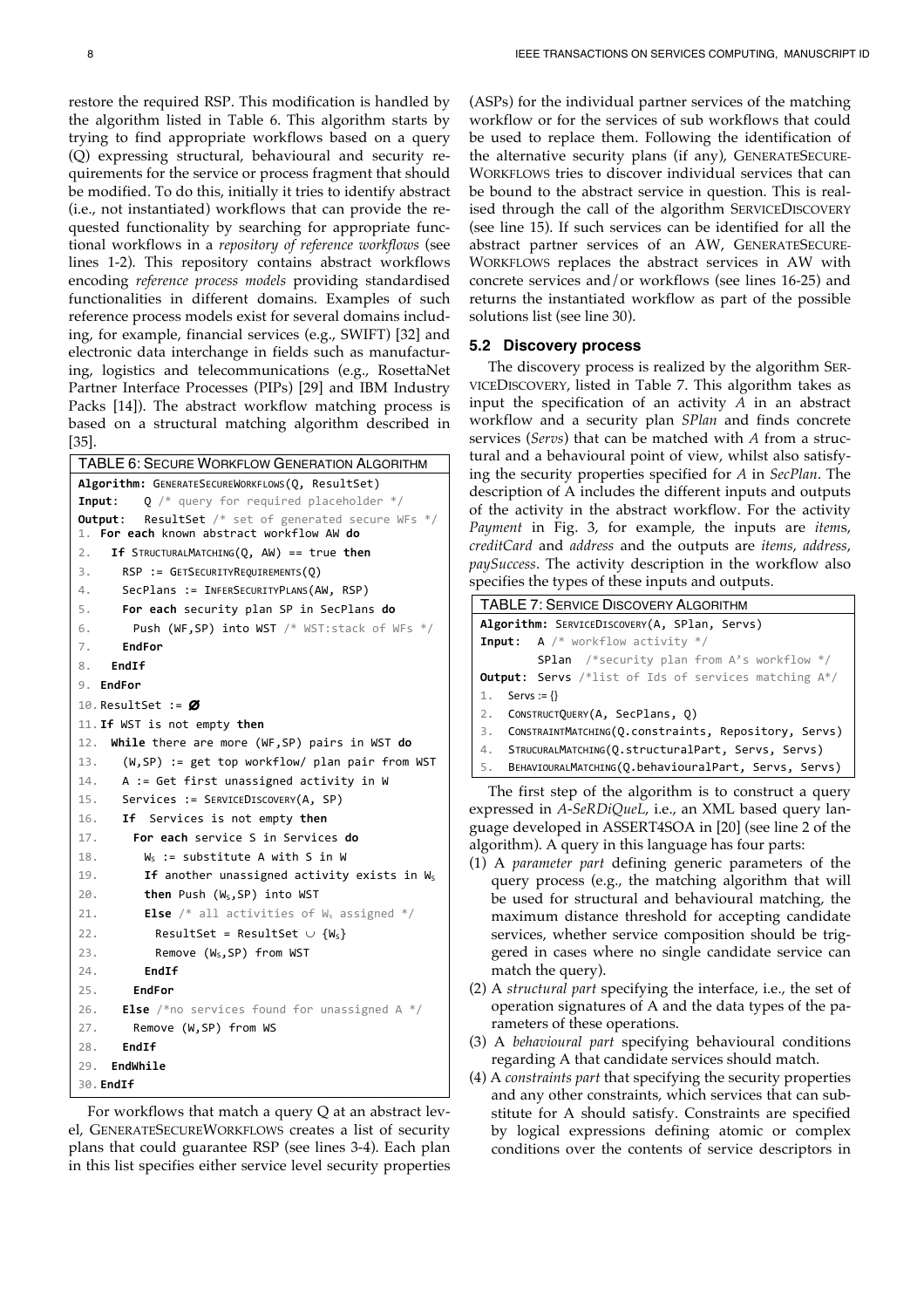restore the required RSP. This modification is handled by the algorithm listed in Table 6. This algorithm starts by trying to find appropriate workflows based on a query (Q) expressing structural, behavioural and security requirements for the service or process fragment that should be modified. To do this, initially it tries to identify abstract (i.e., not instantiated) workflows that can provide the requested functionality by searching for appropriate functional workflows in a *repository of reference workflows* (see lines 1-2). This repository contains abstract workflows encoding *reference process models* providing standardised functionalities in different domains. Examples of such reference process models exist for several domains including, for example, financial services (e.g., SWIFT) [32] and electronic data interchange in fields such as manufacturing, logistics and telecommunications (e.g., RosettaNet Partner Interface Processes (PIPs) [29] and IBM Industry Packs [14]). The abstract workflow matching process is based on a structural matching algorithm described in [35].

TABLE 6: SECURE WORKFLOW GENERATION ALGORITHM

```
Algorithm: GENERATESECUREWORKFLOWS(Q, ResultSet)
Input:    Q /* query for required placeholder */
Output:   ResultSet /* set of generated secure WFs */
1. For each known abstract workflow AW do
2.   If STRUCTURALMATCHING(Q, AW) == true then
3.     RSP := GETSECURITYREQUIREMENTS(Q)
4.     SecPlans := INFERSECURITYPLANS(AW, RSP)
5.     For each security plan SP in SecPlans do
6.       Push (WF,SP) into WST /* WST:stack of WFs */
7.     EndFor
8.   EndIf
9. EndFor
10. ResultSet := ∅
11. If WST is not empty then
12.   While there are more (WF,SP) pairs in WST do
13.     (W,SP) := get top workflow/ plan pair from WST
14.     A := Get first unassigned activity in W
15.     Services := SERVICEDISCOVERY(A, SP)
16.     If  Services is not empty then
17.       For each service S in Services do
18.         Ws := substitute A with S in W
19.         If another unassigned activity exists in Ws
20.         then Push (Ws,SP) into WST
21.         Else /* all activities of Ws assigned */
22.           ResultSet = ResultSet ∪ {Ws}
23.           Remove (Ws,SP) from WST
24.         EndIf
25.       EndFor
26.     Else /*no services found for unassigned A */
27.       Remove (W,SP) from WS
28.     EndIf
29.   EndWhile
30. EndIf
```

For workflows that match a query Q at an abstract level, GENERATESECUREWORKFLOWS creates a list of security plans that could guarantee RSP (see lines 3-4). Each plan in this list specifies either service level security properties (ASPs) for the individual partner services of the matching workflow or for the services of sub workflows that could be used to replace them. Following the identification of the alternative security plans (if any), GENERATESECUREWORKFLOWS tries to discover individual services that can be bound to the abstract service in question. This is realised through the call of the algorithm SERVICEDISCOVERY (see line 15). If such services can be identified for all the abstract partner services of an AW, GENERATESECUREWORKFLOWS replaces the abstract services in AW with concrete services and/or workflows (see lines 16-25) and returns the instantiated workflow as part of the possible solutions list (see line 30).

### 5.2 Discovery process

The discovery process is realized by the algorithm SERVICEDISCOVERY, listed in Table 7. This algorithm takes as input the specification of an activity *A* in an abstract workflow and a security plan *SPlan* and finds concrete services (*Servs*) that can be matched with *A* from a structural and a behavioural point of view, whilst also satisfying the security properties specified for *A* in *SecPlan*. The description of A includes the different inputs and outputs of the activity in the abstract workflow. For the activity *Payment* in Fig. 3, for example, the inputs are *items*, *creditCard* and *address* and the outputs are *items*, *address*, *paySuccess*. The activity description in the workflow also specifies the types of these inputs and outputs.

TABLE 7: SERVICE DISCOVERY ALGORITHM

```
Algorithm: SERVICEDISCOVERY(A, SPlan, Servs)
Input:   A /* workflow activity */
         SPlan  /*security plan from A's workflow */
Output:  Servs /*list of Ids of services matching A*/
1.  Servs := {}
2.  CONSTRUCTQUERY(A, SecPlans, Q)
3.  CONSTRAINTMATCHING(Q.constraints, Repository, Servs)
4.  STRUCURALMATCHING(Q.structuralPart, Servs, Servs)
5.  BEHAVIOURALMATCHING(Q.behaviouralPart, Servs, Servs)
```

The first step of the algorithm is to construct a query expressed in *A-SeRDiQueL*, i.e., an XML based query language developed in ASSERT4SOA in [20] (see line 2 of the algorithm). A query in this language has four parts:

(1) A *parameter part* defining generic parameters of the query process (e.g., the matching algorithm that will be used for structural and behavioural matching, the maximum distance threshold for accepting candidate services, whether service composition should be triggered in cases where no single candidate service can match the query).
(2) A *structural part* specifying the interface, i.e., the set of operation signatures of A and the data types of the parameters of these operations.
(3) A *behavioural part* specifying behavioural conditions regarding A that candidate services should match.
(4) A *constraints part* that specifying the security properties and any other constraints, which services that can substitute for A should satisfy. Constraints are specified by logical expressions defining atomic or complex conditions over the contents of service descriptors in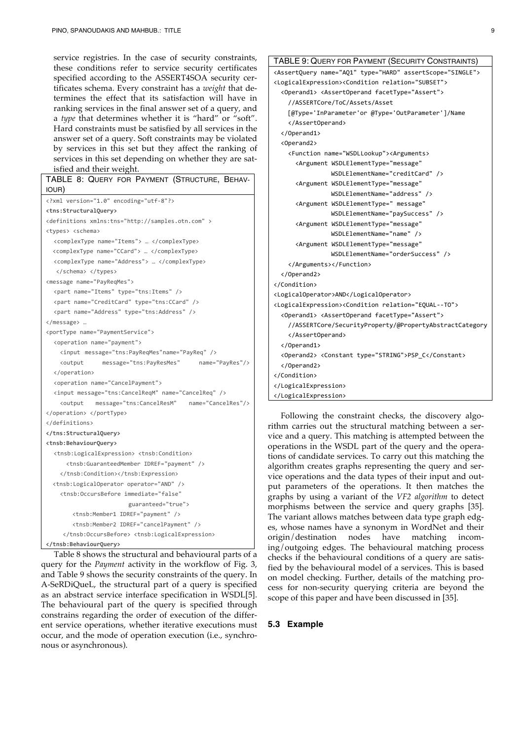service registries. In the case of security constraints, these conditions refer to service security certificates specified according to the ASSERT4SOA security certificates schema. Every constraint has a *weight* that determines the effect that its satisfaction will have in ranking services in the final answer set of a query, and a *type* that determines whether it is "hard" or "soft". Hard constraints must be satisfied by all services in the answer set of a query. Soft constraints may be violated by services in this set but they affect the ranking of services in this set depending on whether they are satisfied and their weight.

TABLE 8: QUERY FOR PAYMENT (STRUCTURE, BEHAVIOUR)

```
<?xml version="1.0" encoding="utf-8"?>
<tns:StructuralQuery>
<definitions xmlns:tns="http://samples.otn.com" >
<types> <schema>
  <complexType name="Items"> … </complexType>
  <complexType name="CCard"> … </complexType>
  <complexType name="Address"> … </complexType>
  </schema> </types>
<message name="PayReqMes">
  <part name="Items" type="tns:Items" />
  <part name="CreditCard" type="tns:CCard" />
  <part name="Address" type="tns:Address" />
</message> …
<portType name="PaymentService">
  <operation name="payment">
    <input message="tns:PayReqMes"name="PayReq" />
    <output      message="tns:PayResMes"      name="PayRes"/>
  </operation>
  <operation name="CancelPayment">
  <input message="tns:CancelReqM" name="CancelReq" />
    <output    message="tns:CancelResM"    name="CancelRes"/>
</operation> </portType>
</definitions>
</tns:StructuralQuery>
<tnsb:BehaviourQuery>
  <tnsb:LogicalExpression> <tnsb:Condition>
      <tnsb:GuaranteedMember IDREF="payment" />
    </tnsb:Condition></tnsb:Expression>
  <tnsb:LogicalOperator operator="AND" />
    <tnsb:OccursBefore immediate="false"
                       guaranteed="true">
        <tnsb:Member1 IDREF="payment" />
        <tnsb:Member2 IDREF="cancelPayment" />
     </tnsb:OccursBefore> <tnsb:LogicalExpression>
</tnsb:BehaviourQuery>
```

Table 8 shows the structural and behavioural parts of a query for the *Payment* activity in the workflow of Fig. 3, and Table 9 shows the security constraints of the query. In A-SeRDiQueL, the structural part of a query is specified as an abstract service interface specification in WSDL[5]. The behavioural part of the query is specified through constrains regarding the order of execution of the different service operations, whether iterative executions must occur, and the mode of operation execution (i.e., synchronous or asynchronous).

TABLE 9: QUERY FOR PAYMENT (SECURITY CONSTRAINTS)

```
<AssertQuery name="AQ1" type="HARD" assertScope="SINGLE">
<LogicalExpression><Condition relation="SUBSET">
  <Operand1> <AssertOperand facetType="Assert">
    //ASSERTCore/ToC/Assets/Asset
    [@Type='InParameter'or @Type='OutParameter']/Name
    </AssertOperand>
  </Operand1>
  <Operand2>
    <Function name="WSDLLookup"><Arguments>
      <Argument WSDLElementType="message"
                WSDLElementName="creditCard" />
      <Argument WSDLElementType="message"
                WSDLElementName="address" />
      <Argument WSDLElementType=" message"
                WSDLElementName="paySuccess" />
      <Argument WSDLElementType="message"
                WSDLElementName="name" />
      <Argument WSDLElementType="message"
                WSDLElementName="orderSuccess" />
    </Arguments></Function>
  </Operand2>
</Condition>
<LogicalOperator>AND</LogicalOperator>
<LogicalExpression><Condition relation="EQUAL--TO">
  <Operand1> <AssertOperand facetType="Assert">
    //ASSERTCore/SecurityProperty/@PropertyAbstractCategory
    </AssertOperand>
  </Operand1>
  <Operand2> <Constant type="STRING">PSP_C</Constant>
  </Operand2>
</Condition>
</LogicalExpression>
</LogicalExpression>
```

Following the constraint checks, the discovery algorithm carries out the structural matching between a service and a query. This matching is attempted between the operations in the WSDL part of the query and the operations of candidate services. To carry out this matching the algorithm creates graphs representing the query and service operations and the data types of their input and output parameters of the operations. It then matches the graphs by using a variant of the *VF2 algorithm* to detect morphisms between the service and query graphs [35]. The variant allows matches between data type graph edges, whose names have a synonym in WordNet and their origin/destination nodes have matching incoming/outgoing edges. The behavioural matching process checks if the behavioural conditions of a query are satisfied by the behavioural model of a services. This is based on model checking. Further, details of the matching process for non-security querying criteria are beyond the scope of this paper and have been discussed in [35].

### 5.3 Example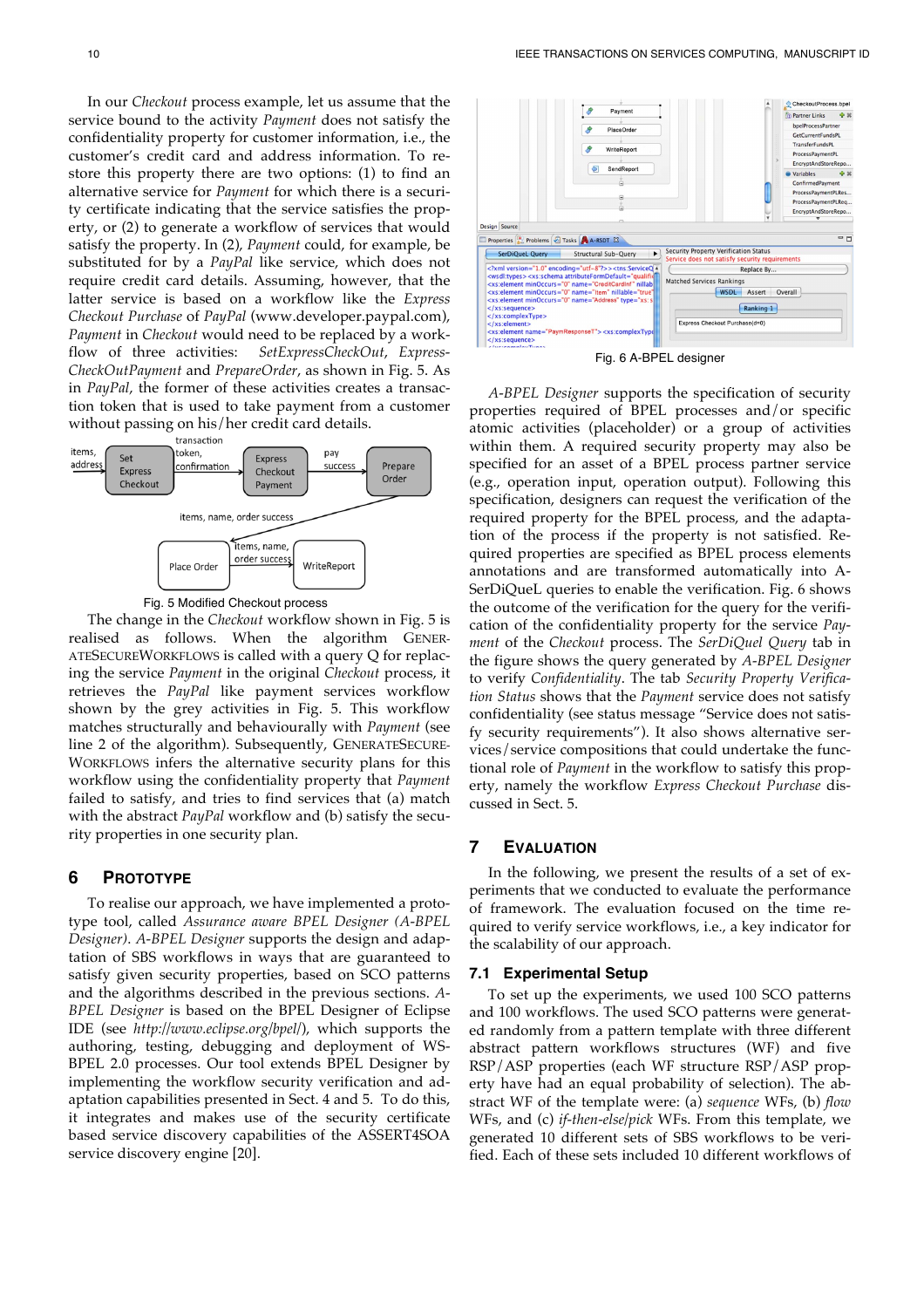In our *Checkout* process example, let us assume that the service bound to the activity *Payment* does not satisfy the confidentiality property for customer information, i.e., the customer's credit card and address information. To restore this property there are two options: (1) to find an alternative service for *Payment* for which there is a security certificate indicating that the service satisfies the property, or (2) to generate a workflow of services that would satisfy the property. In (2), *Payment* could, for example, be substituted for by a *PayPal* like service, which does not require credit card details. Assuming, however, that the latter service is based on a workflow like the *Express Checkout Purchase* of *PayPal* (www.developer.paypal.com), *Payment* in *Checkout* would need to be replaced by a workflow of three activities: *SetExpressCheckOut*, *ExpressCheckOutPayment* and *PrepareOrder*, as shown in Fig. 5. As in *PayPal*, the former of these activities creates a transaction token that is used to take payment from a customer without passing on his/her credit card details.

Fig. 5 Modified Checkout process

The change in the *Checkout* workflow shown in Fig. 5 is realised as follows. When the algorithm GENERATESECUREWORKFLOWS is called with a query Q for replacing the service *Payment* in the original *Checkout* process, it retrieves the *PayPal* like payment services workflow shown by the grey activities in Fig. 5. This workflow matches structurally and behaviourally with *Payment* (see line 2 of the algorithm). Subsequently, GENERATESECUREWORKFLOWS infers the alternative security plans for this workflow using the confidentiality property that *Payment* failed to satisfy, and tries to find services that (a) match with the abstract *PayPal* workflow and (b) satisfy the security properties in one security plan.

## 6 PROTOTYPE

To realise our approach, we have implemented a prototype tool, called *Assurance aware BPEL Designer (A-BPEL Designer)*. *A-BPEL Designer* supports the design and adaptation of SBS workflows in ways that are guaranteed to satisfy given security properties, based on SCO patterns and the algorithms described in the previous sections. *A-BPEL Designer* is based on the BPEL Designer of Eclipse IDE (see *http://www.eclipse.org/bpel/*), which supports the authoring, testing, debugging and deployment of WS-BPEL 2.0 processes. Our tool extends BPEL Designer by implementing the workflow security verification and adaptation capabilities presented in Sect. 4 and 5. To do this, it integrates and makes use of the security certificate based service discovery capabilities of the ASSERT4SOA service discovery engine [20].

Fig. 6 A-BPEL designer

*A-BPEL Designer* supports the specification of security properties required of BPEL processes and/or specific atomic activities (placeholder) or a group of activities within them. A required security property may also be specified for an asset of a BPEL process partner service (e.g., operation input, operation output). Following this specification, designers can request the verification of the required property for the BPEL process, and the adaptation of the process if the property is not satisfied. Required properties are specified as BPEL process elements annotations and are transformed automatically into A-SerDiQueL queries to enable the verification. Fig. 6 shows the outcome of the verification for the query for the verification of the confidentiality property for the service *Payment* of the *Checkout* process. The *SerDiQuel Query* tab in the figure shows the query generated by *A-BPEL Designer* to verify *Confidentiality*. The tab *Security Property Verification Status* shows that the *Payment* service does not satisfy confidentiality (see status message "Service does not satisfy security requirements"). It also shows alternative services/service compositions that could undertake the functional role of *Payment* in the workflow to satisfy this property, namely the workflow *Express Checkout Purchase* discussed in Sect. 5.

## 7 EVALUATION

In the following, we present the results of a set of experiments that we conducted to evaluate the performance of framework. The evaluation focused on the time required to verify service workflows, i.e., a key indicator for the scalability of our approach.

### 7.1 Experimental Setup

To set up the experiments, we used 100 SCO patterns and 100 workflows. The used SCO patterns were generated randomly from a pattern template with three different abstract pattern workflows structures (WF) and five RSP/ASP properties (each WF structure RSP/ASP property have had an equal probability of selection). The abstract WF of the template were: (a) *sequence* WFs, (b) *flow* WFs, and (c) *if-then-else/pick* WFs. From this template, we generated 10 different sets of SBS workflows to be verified. Each of these sets included 10 different workflows of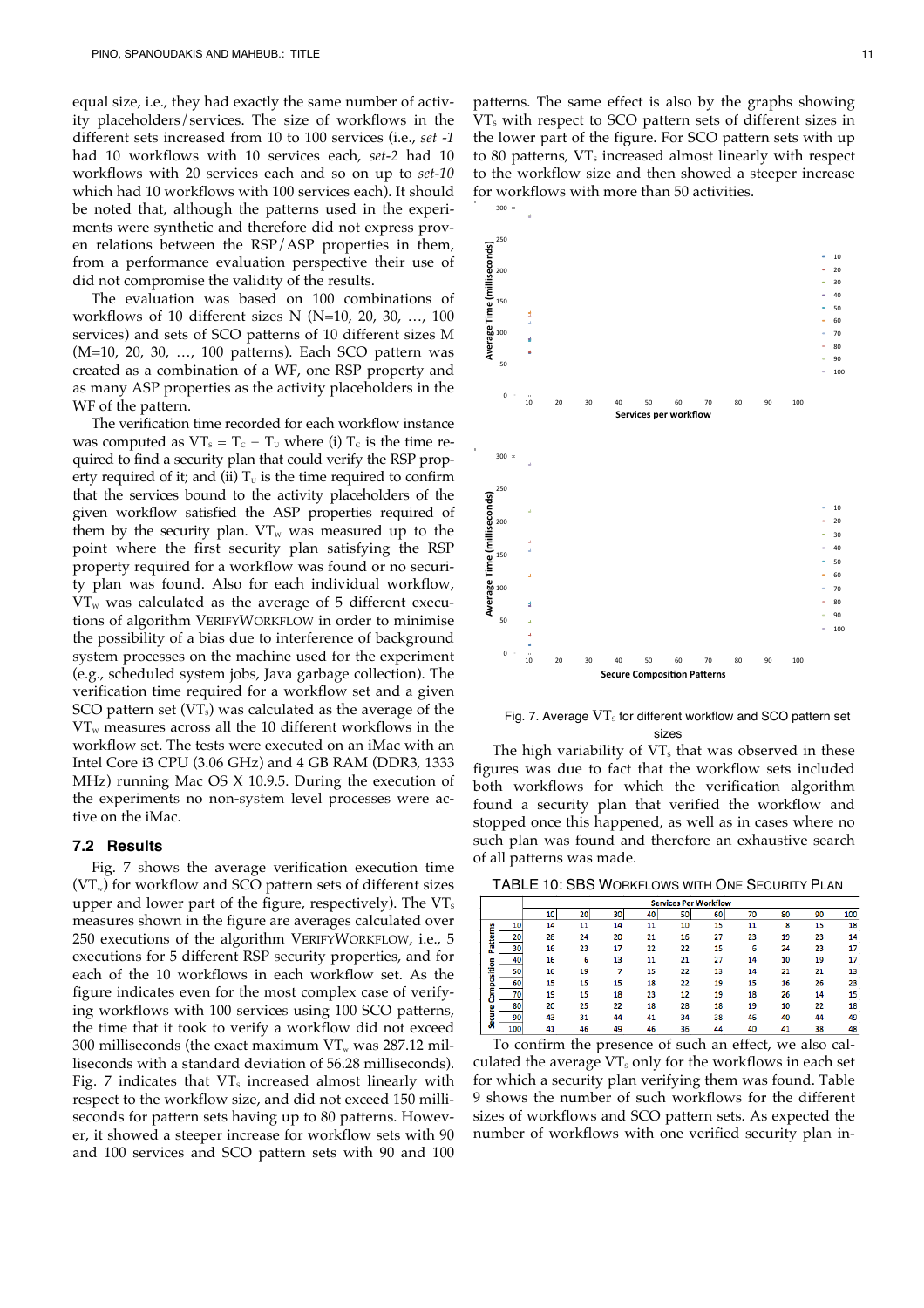equal size, i.e., they had exactly the same number of activity placeholders/services. The size of workflows in the different sets increased from 10 to 100 services (i.e., *set -1* had 10 workflows with 10 services each, *set-2* had 10 workflows with 20 services each and so on up to *set-10* which had 10 workflows with 100 services each). It should be noted that, although the patterns used in the experiments were synthetic and therefore did not express proven relations between the RSP/ASP properties in them, from a performance evaluation perspective their use of did not compromise the validity of the results.

The evaluation was based on 100 combinations of workflows of 10 different sizes N (N=10, 20, 30, …, 100 services) and sets of SCO patterns of 10 different sizes M (M=10, 20, 30, …, 100 patterns). Each SCO pattern was created as a combination of a WF, one RSP property and as many ASP properties as the activity placeholders in the WF of the pattern.

The verification time recorded for each workflow instance was computed as $VT_s = T_C + T_U$ where (i) $T_C$ is the time required to find a security plan that could verify the RSP property required of it; and (ii) $T_U$ is the time required to confirm that the services bound to the activity placeholders of the given workflow satisfied the ASP properties required of them by the security plan. $VT_w$ was measured up to the point where the first security plan satisfying the RSP property required for a workflow was found or no security plan was found. Also for each individual workflow, $VT_w$ was calculated as the average of 5 different executions of algorithm VERIFYWORKFLOW in order to minimise the possibility of a bias due to interference of background system processes on the machine used for the experiment (e.g., scheduled system jobs, Java garbage collection). The verification time required for a workflow set and a given SCO pattern set ($VT_s$) was calculated as the average of the $VT_w$ measures across all the 10 different workflows in the workflow set. The tests were executed on an iMac with an Intel Core i3 CPU (3.06 GHz) and 4 GB RAM (DDR3, 1333 MHz) running Mac OS X 10.9.5. During the execution of the experiments no non-system level processes were active on the iMac.

### 7.2 Results

Fig. 7 shows the average verification execution time ($VT_w$) for workflow and SCO pattern sets of different sizes upper and lower part of the figure, respectively). The $VT_s$ measures shown in the figure are averages calculated over 250 executions of the algorithm VERIFYWORKFLOW, i.e., 5 executions for 5 different RSP security properties, and for each of the 10 workflows in each workflow set. As the figure indicates even for the most complex case of verifying workflows with 100 services using 100 SCO patterns, the time that it took to verify a workflow did not exceed 300 milliseconds (the exact maximum $VT_w$ was 287.12 milliseconds with a standard deviation of 56.28 milliseconds). Fig. 7 indicates that $VT_s$ increased almost linearly with respect to the workflow size, and did not exceed 150 milliseconds for pattern sets having up to 80 patterns. However, it showed a steeper increase for workflow sets with 90 and 100 services and SCO pattern sets with 90 and 100 patterns. The same effect is also by the graphs showing $VT_s$ with respect to SCO pattern sets of different sizes in the lower part of the figure. For SCO pattern sets with up to 80 patterns, $VT_s$ increased almost linearly with respect to the workflow size and then showed a steeper increase for workflows with more than 50 activities.

Fig. 7. Average $VT_s$ for different workflow and SCO pattern set sizes

The high variability of $VT_s$ that was observed in these figures was due to fact that the workflow sets included both workflows for which the verification algorithm found a security plan that verified the workflow and stopped once this happened, as well as in cases where no such plan was found and therefore an exhaustive search of all patterns was made.

TABLE 10: SBS WORKFLOWS WITH ONE SECURITY PLAN

| | | Services Per Workflow | | | | | | | | | |
|---|---|---|---|---|---|---|---|---|---|---|---|
| | | 10 | 20 | 30 | 40 | 50 | 60 | 70 | 80 | 90 | 100 |
| Secure Composition Patterns | 10 | 14 | 11 | 14 | 11 | 10 | 15 | 11 | 8 | 15 | 18 |
| | 20 | 28 | 24 | 20 | 21 | 16 | 27 | 23 | 19 | 23 | 14 |
| | 30 | 16 | 23 | 17 | 22 | 22 | 15 | 6 | 24 | 23 | 17 |
| | 40 | 16 | 6 | 13 | 11 | 21 | 27 | 14 | 10 | 19 | 17 |
| | 50 | 16 | 19 | 7 | 15 | 22 | 13 | 14 | 21 | 21 | 13 |
| | 60 | 15 | 15 | 15 | 18 | 22 | 19 | 15 | 16 | 26 | 23 |
| | 70 | 19 | 15 | 18 | 23 | 12 | 19 | 18 | 26 | 14 | 15 |
| | 80 | 20 | 25 | 22 | 18 | 28 | 18 | 19 | 10 | 22 | 18 |
| | 90 | 43 | 31 | 44 | 41 | 34 | 38 | 46 | 40 | 44 | 49 |
| | 100 | 41 | 46 | 49 | 46 | 36 | 44 | 40 | 41 | 38 | 48 |

To confirm the presence of such an effect, we also calculated the average $VT_s$ only for the workflows in each set for which a security plan verifying them was found. Table 9 shows the number of such workflows for the different sizes of workflows and SCO pattern sets. As expected the number of workflows with one verified security plan in-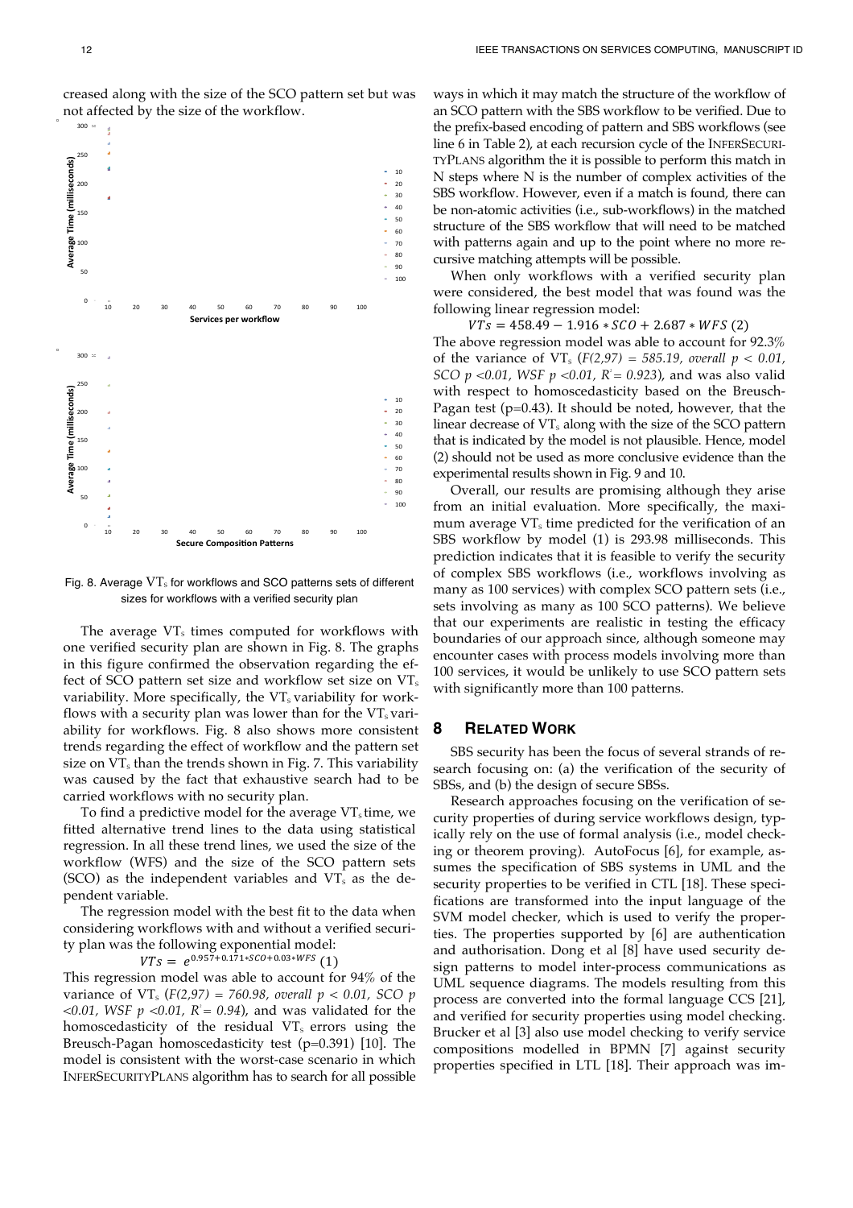creased along with the size of the SCO pattern set but was not affected by the size of the workflow.

Fig. 8. Average $VT_s$ for workflows and SCO patterns sets of different sizes for workflows with a verified security plan

The average $VT_s$ times computed for workflows with one verified security plan are shown in Fig. 8. The graphs in this figure confirmed the observation regarding the effect of SCO pattern set size and workflow set size on $VT_s$ variability. More specifically, the $VT_s$ variability for workflows with a security plan was lower than for the $VT_s$ variability for workflows. Fig. 8 also shows more consistent trends regarding the effect of workflow and the pattern set size on $VT_s$ than the trends shown in Fig. 7. This variability was caused by the fact that exhaustive search had to be carried workflows with no security plan.

To find a predictive model for the average $VT_s$ time, we fitted alternative trend lines to the data using statistical regression. In all these trend lines, we used the size of the workflow (WFS) and the size of the SCO pattern sets (SCO) as the independent variables and $VT_s$ as the dependent variable.

The regression model with the best fit to the data when considering workflows with and without a verified security plan was the following exponential model:

$$VTs = e^{0.957+0.171*SCO+0.03*WFS} \quad (1)$$

This regression model was able to account for 94% of the variance of $VT_s$ (*$F(2,97) = 760.98$, overall $p < 0.01$, SCO $p < 0.01$, WSF $p < 0.01$, $R^2 = 0.94$*), and was validated for the homoscedasticity of the residual $VT_s$ errors using the Breusch-Pagan homoscedasticity test (p=0.391) [10]. The model is consistent with the worst-case scenario in which INFERSECURITYPLANS algorithm has to search for all possible ways in which it may match the structure of the workflow of an SCO pattern with the SBS workflow to be verified. Due to the prefix-based encoding of pattern and SBS workflows (see line 6 in Table 2), at each recursion cycle of the INFERSECURITYPLANS algorithm the it is possible to perform this match in N steps where N is the number of complex activities of the SBS workflow. However, even if a match is found, there can be non-atomic activities (i.e., sub-workflows) in the matched structure of the SBS workflow that will need to be matched with patterns again and up to the point where no more recursive matching attempts will be possible.

When only workflows with a verified security plan were considered, the best model that was found was the following linear regression model:

$$VTs = 458.49 - 1.916 * SCO + 2.687 * WFS \quad (2)$$

The above regression model was able to account for 92.3% of the variance of $VT_s$ (*$F(2,97) = 585.19$, overall $p < 0.01$, SCO $p < 0.01$, WSF $p < 0.01$, $R^2 = 0.923$*), and was also valid with respect to homoscedasticity based on the Breusch-Pagan test (p=0.43). It should be noted, however, that the linear decrease of $VT_s$ along with the size of the SCO pattern that is indicated by the model is not plausible. Hence, model (2) should not be used as more conclusive evidence than the experimental results shown in Fig. 9 and 10.

Overall, our results are promising although they arise from an initial evaluation. More specifically, the maximum average $VT_s$ time predicted for the verification of an SBS workflow by model (1) is 293.98 milliseconds. This prediction indicates that it is feasible to verify the security of complex SBS workflows (i.e., workflows involving as many as 100 services) with complex SCO pattern sets (i.e., sets involving as many as 100 SCO patterns). We believe that our experiments are realistic in testing the efficacy boundaries of our approach since, although someone may encounter cases with process models involving more than 100 services, it would be unlikely to use SCO pattern sets with significantly more than 100 patterns.

## 8 RELATED WORK

SBS security has been the focus of several strands of research focusing on: (a) the verification of the security of SBSs, and (b) the design of secure SBSs.

Research approaches focusing on the verification of security properties of during service workflows design, typically rely on the use of formal analysis (i.e., model checking or theorem proving). AutoFocus [6], for example, assumes the specification of SBS systems in UML and the security properties to be verified in CTL [18]. These specifications are transformed into the input language of the SVM model checker, which is used to verify the properties. The properties supported by [6] are authentication and authorisation. Dong et al [8] have used security design patterns to model inter-process communications as UML sequence diagrams. The models resulting from this process are converted into the formal language CCS [21], and verified for security properties using model checking. Brucker et al [3] also use model checking to verify service compositions modelled in BPMN [7] against security properties specified in LTL [18]. Their approach was im-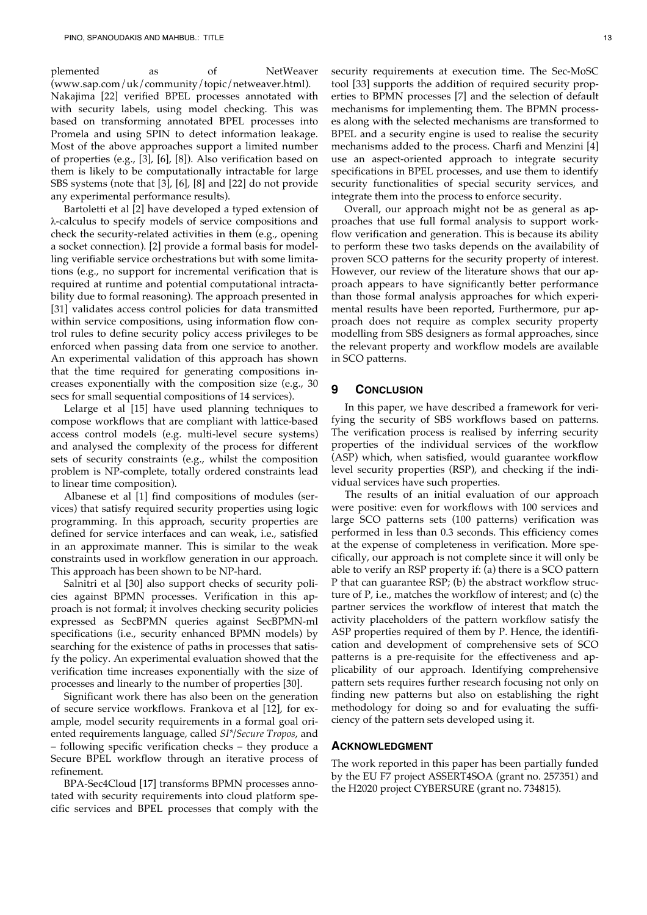plemented as of NetWeaver (www.sap.com/uk/community/topic/netweaver.html). Nakajima [22] verified BPEL processes annotated with with security labels, using model checking. This was based on transforming annotated BPEL processes into Promela and using SPIN to detect information leakage. Most of the above approaches support a limited number of properties (e.g., [3], [6], [8]). Also verification based on them is likely to be computationally intractable for large SBS systems (note that [3], [6], [8] and [22] do not provide any experimental performance results).

Bartoletti et al [2] have developed a typed extension of λ-calculus to specify models of service compositions and check the security-related activities in them (e.g., opening a socket connection). [2] provide a formal basis for modelling verifiable service orchestrations but with some limitations (e.g., no support for incremental verification that is required at runtime and potential computational intractability due to formal reasoning). The approach presented in [31] validates access control policies for data transmitted within service compositions, using information flow control rules to define security policy access privileges to be enforced when passing data from one service to another. An experimental validation of this approach has shown that the time required for generating compositions increases exponentially with the composition size (e.g., 30 secs for small sequential compositions of 14 services).

Lelarge et al [15] have used planning techniques to compose workflows that are compliant with lattice-based access control models (e.g. multi-level secure systems) and analysed the complexity of the process for different sets of security constraints (e.g., whilst the composition problem is NP-complete, totally ordered constraints lead to linear time composition).

Albanese et al [1] find compositions of modules (services) that satisfy required security properties using logic programming. In this approach, security properties are defined for service interfaces and can weak, i.e., satisfied in an approximate manner. This is similar to the weak constraints used in workflow generation in our approach. This approach has been shown to be NP-hard.

Salnitri et al [30] also support checks of security policies against BPMN processes. Verification in this approach is not formal; it involves checking security policies expressed as SecBPMN queries against SecBPMN-ml specifications (i.e., security enhanced BPMN models) by searching for the existence of paths in processes that satisfy the policy. An experimental evaluation showed that the verification time increases exponentially with the size of processes and linearly to the number of properties [30].

Significant work there has also been on the generation of secure service workflows. Frankova et al [12], for example, model security requirements in a formal goal oriented requirements language, called *SI\*/Secure Tropos*, and – following specific verification checks – they produce a Secure BPEL workflow through an iterative process of refinement.

BPA-Sec4Cloud [17] transforms BPMN processes annotated with security requirements into cloud platform specific services and BPEL processes that comply with the security requirements at execution time. The Sec-MoSC tool [33] supports the addition of required security properties to BPMN processes [7] and the selection of default mechanisms for implementing them. The BPMN processes along with the selected mechanisms are transformed to BPEL and a security engine is used to realise the security mechanisms added to the process. Charfi and Menzini [4] use an aspect-oriented approach to integrate security specifications in BPEL processes, and use them to identify security functionalities of special security services, and integrate them into the process to enforce security.

Overall, our approach might not be as general as approaches that use full formal analysis to support workflow verification and generation. This is because its ability to perform these two tasks depends on the availability of proven SCO patterns for the security property of interest. However, our review of the literature shows that our approach appears to have significantly better performance than those formal analysis approaches for which experimental results have been reported, Furthermore, pur approach does not require as complex security property modelling from SBS designers as formal approaches, since the relevant property and workflow models are available in SCO patterns.

## 9 Conclusion

In this paper, we have described a framework for verifying the security of SBS workflows based on patterns. The verification process is realised by inferring security properties of the individual services of the workflow (ASP) which, when satisfied, would guarantee workflow level security properties (RSP), and checking if the individual services have such properties.

The results of an initial evaluation of our approach were positive: even for workflows with 100 services and large SCO patterns sets (100 patterns) verification was performed in less than 0.3 seconds. This efficiency comes at the expense of completeness in verification. More specifically, our approach is not complete since it will only be able to verify an RSP property if: (a) there is a SCO pattern P that can guarantee RSP; (b) the abstract workflow structure of P, i.e., matches the workflow of interest; and (c) the partner services the workflow of interest that match the activity placeholders of the pattern workflow satisfy the ASP properties required of them by P. Hence, the identification and development of comprehensive sets of SCO patterns is a pre-requisite for the effectiveness and applicability of our approach. Identifying comprehensive pattern sets requires further research focusing not only on finding new patterns but also on establishing the right methodology for doing so and for evaluating the sufficiency of the pattern sets developed using it.

## Acknowledgment

The work reported in this paper has been partially funded by the EU F7 project ASSERT4SOA (grant no. 257351) and the H2020 project CYBERSURE (grant no. 734815).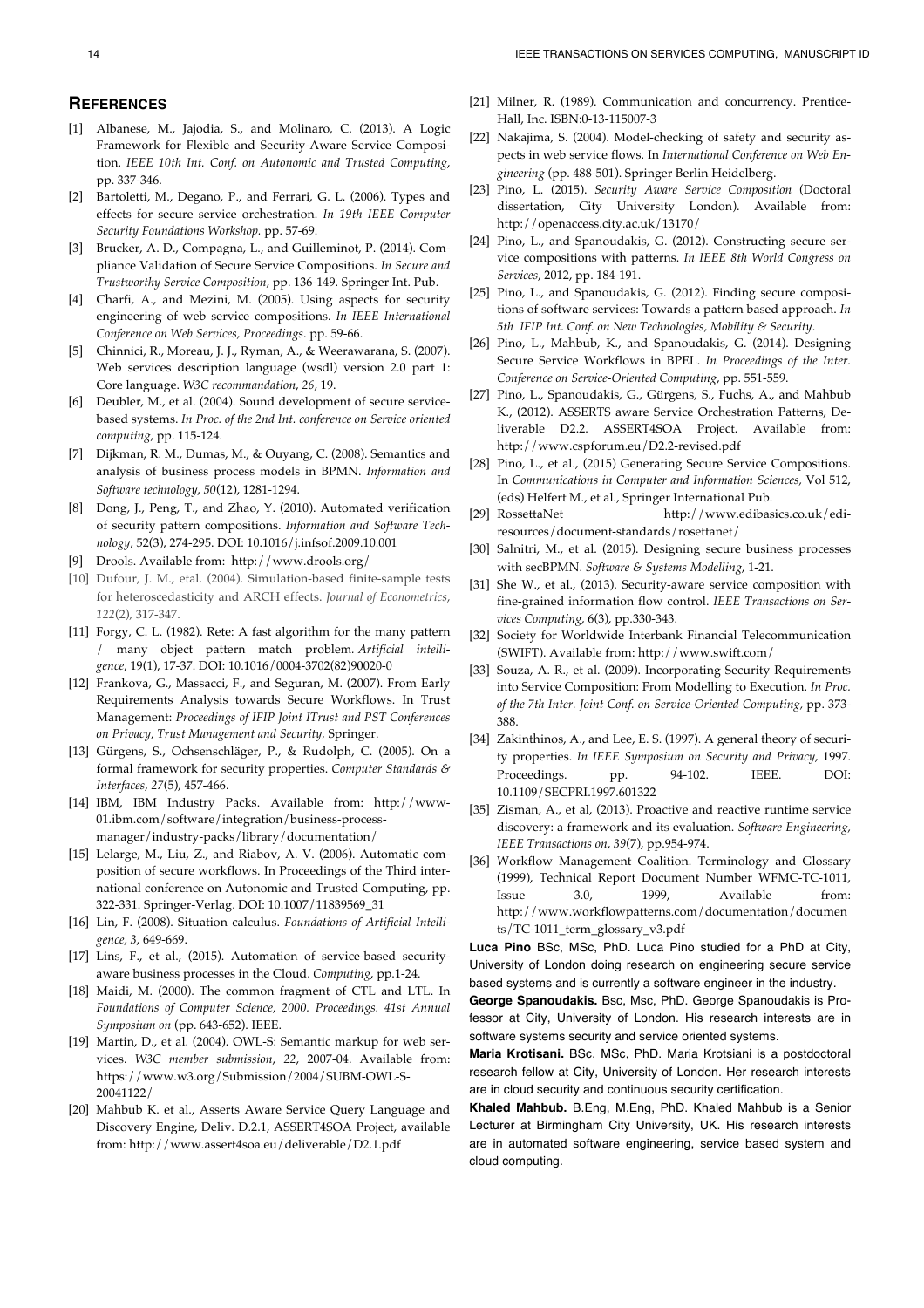## REFERENCES

[1] Albanese, M., Jajodia, S., and Molinaro, C. (2013). A Logic Framework for Flexible and Security-Aware Service Composition. *IEEE 10th Int. Conf. on Autonomic and Trusted Computing*, pp. 337-346.

[2] Bartoletti, M., Degano, P., and Ferrari, G. L. (2006). Types and effects for secure service orchestration. *In 19th IEEE Computer Security Foundations Workshop*. pp. 57-69.

[3] Brucker, A. D., Compagna, L., and Guilleminot, P. (2014). Compliance Validation of Secure Service Compositions. *In Secure and Trustworthy Service Composition*, pp. 136-149. Springer Int. Pub.

[4] Charfi, A., and Mezini, M. (2005). Using aspects for security engineering of web service compositions. *In IEEE International Conference on Web Services, Proceedings*. pp. 59-66.

[5] Chinnici, R., Moreau, J. J., Ryman, A., & Weerawarana, S. (2007). Web services description language (wsdl) version 2.0 part 1: Core language. *W3C recommandation*, *26*, 19.

[6] Deubler, M., et al. (2004). Sound development of secure service-based systems. *In Proc. of the 2nd Int. conference on Service oriented computing*, pp. 115-124.

[7] Dijkman, R. M., Dumas, M., & Ouyang, C. (2008). Semantics and analysis of business process models in BPMN. *Information and Software technology*, *50*(12), 1281-1294.

[8] Dong, J., Peng, T., and Zhao, Y. (2010). Automated verification of security pattern compositions. *Information and Software Technology*, 52(3), 274-295. DOI: 10.1016/j.infsof.2009.10.001

[9] Drools. Available from: http://www.drools.org/

[10] Dufour, J. M., etal. (2004). Simulation-based finite-sample tests for heteroscedasticity and ARCH effects. *Journal of Econometrics*, *122*(2), 317-347.

[11] Forgy, C. L. (1982). Rete: A fast algorithm for the many pattern / many object pattern match problem. *Artificial intelligence*, 19(1), 17-37. DOI: 10.1016/0004-3702(82)90020-0

[12] Frankova, G., Massacci, F., and Seguran, M. (2007). From Early Requirements Analysis towards Secure Workflows. In Trust Management: *Proceedings of IFIP Joint ITrust and PST Conferences on Privacy, Trust Management and Security,* Springer.

[13] Gürgens, S., Ochsenschläger, P., & Rudolph, C. (2005). On a formal framework for security properties. *Computer Standards & Interfaces*, *27*(5), 457-466.

[14] IBM, IBM Industry Packs. Available from: http://www-01.ibm.com/software/integration/business-process-manager/industry-packs/library/documentation/

[15] Lelarge, M., Liu, Z., and Riabov, A. V. (2006). Automatic composition of secure workflows. In Proceedings of the Third international conference on Autonomic and Trusted Computing, pp. 322-331. Springer-Verlag. DOI: 10.1007/11839569_31

[16] Lin, F. (2008). Situation calculus. *Foundations of Artificial Intelligence*, *3*, 649-669.

[17] Lins, F., et al., (2015). Automation of service-based security-aware business processes in the Cloud. *Computing*, pp.1-24.

[18] Maidi, M. (2000). The common fragment of CTL and LTL. In *Foundations of Computer Science, 2000. Proceedings. 41st Annual Symposium on* (pp. 643-652). IEEE.

[19] Martin, D., et al. (2004). OWL-S: Semantic markup for web services. *W3C member submission*, *22*, 2007-04. Available from: https://www.w3.org/Submission/2004/SUBM-OWL-S-20041122/

[20] Mahbub K. et al., Asserts Aware Service Query Language and Discovery Engine, Deliv. D.2.1, ASSERT4SOA Project, available from: http://www.assert4soa.eu/deliverable/D2.1.pdf

[21] Milner, R. (1989). Communication and concurrency. Prentice-Hall, Inc. ISBN:0-13-115007-3

[22] Nakajima, S. (2004). Model-checking of safety and security aspects in web service flows. In *International Conference on Web Engineering* (pp. 488-501). Springer Berlin Heidelberg.

[23] Pino, L. (2015). *Security Aware Service Composition* (Doctoral dissertation, City University London). Available from: http://openaccess.city.ac.uk/13170/

[24] Pino, L., and Spanoudakis, G. (2012). Constructing secure service compositions with patterns. *In IEEE 8th World Congress on Services*, 2012, pp. 184-191.

[25] Pino, L., and Spanoudakis, G. (2012). Finding secure compositions of software services: Towards a pattern based approach. *In 5th IFIP Int. Conf. on New Technologies, Mobility & Security*.

[26] Pino, L., Mahbub, K., and Spanoudakis, G. (2014). Designing Secure Service Workflows in BPEL. *In Proceedings of the Inter. Conference on Service-Oriented Computing*, pp. 551-559.

[27] Pino, L., Spanoudakis, G., Gürgens, S., Fuchs, A., and Mahbub K., (2012). ASSERTS aware Service Orchestration Patterns, Deliverable D2.2. ASSERT4SOA Project. Available from: http://www.cspforum.eu/D2.2-revised.pdf

[28] Pino, L., et al., (2015) Generating Secure Service Compositions. In *Communications in Computer and Information Sciences,* Vol 512, (eds) Helfert M., et al., Springer International Pub.

[29] RossettaNet http://www.edibasics.co.uk/edi-resources/document-standards/rosettanet/

[30] Salnitri, M., et al. (2015). Designing secure business processes with secBPMN. *Software & Systems Modelling*, 1-21.

[31] She W., et al., (2013). Security-aware service composition with fine-grained information flow control. *IEEE Transactions on Services Computing*, 6(3), pp.330-343.

[32] Society for Worldwide Interbank Financial Telecommunication (SWIFT). Available from: http://www.swift.com/

[33] Souza, A. R., et al. (2009). Incorporating Security Requirements into Service Composition: From Modelling to Execution. *In Proc. of the 7th Inter. Joint Conf. on Service-Oriented Computing,* pp. 373-388.

[34] Zakinthinos, A., and Lee, E. S. (1997). A general theory of security properties. *In IEEE Symposium on Security and Privacy*, 1997. Proceedings. pp. 94-102. IEEE. DOI: 10.1109/SECPRI.1997.601322

[35] Zisman, A., et al, (2013). Proactive and reactive runtime service discovery: a framework and its evaluation. *Software Engineering, IEEE Transactions on*, *39*(7), pp.954-974.

[36] Workflow Management Coalition. Terminology and Glossary (1999), Technical Report Document Number WFMC-TC-1011, Issue 3.0, 1999, Available from: http://www.workflowpatterns.com/documentation/documents/TC-1011_term_glossary_v3.pdf

**Luca Pino** BSc, MSc, PhD. Luca Pino studied for a PhD at City, University of London doing research on engineering secure service based systems and is currently a software engineer in the industry.

**George Spanoudakis.** Bsc, Msc, PhD. George Spanoudakis is Professor at City, University of London. His research interests are in software systems security and service oriented systems.

**Maria Krotisani.** BSc, MSc, PhD. Maria Krotsiani is a postdoctoral research fellow at City, University of London. Her research interests are in cloud security and continuous security certification.

**Khaled Mahbub.** B.Eng, M.Eng, PhD. Khaled Mahbub is a Senior Lecturer at Birmingham City University, UK. His research interests are in automated software engineering, service based system and cloud computing.